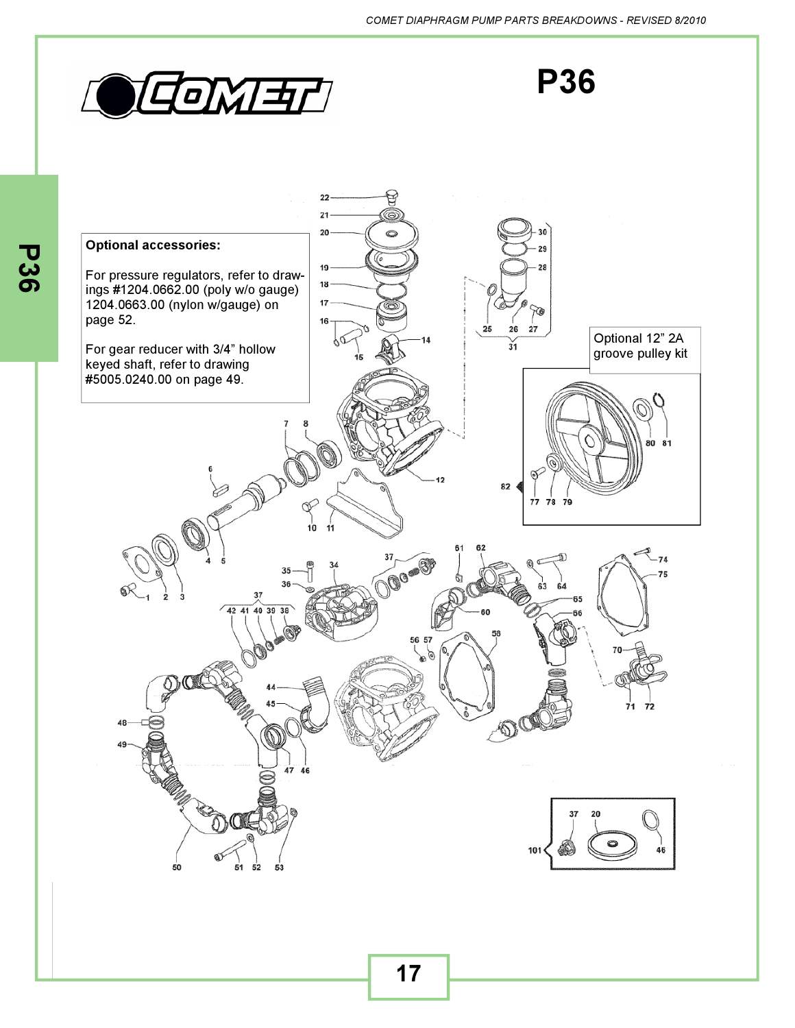# P36

**Optional accessories:**

For pressure regulators, refer to drawings #1204.0662.00 (poly w/o gauge) 1204.0663.00 (nylon w/gauge) on page 52.

For gear reducer with 3/4" hollow keyed shaft, refer to drawing #5005.0240.00 on page 49.

Optional 12" 2A groove pulley kit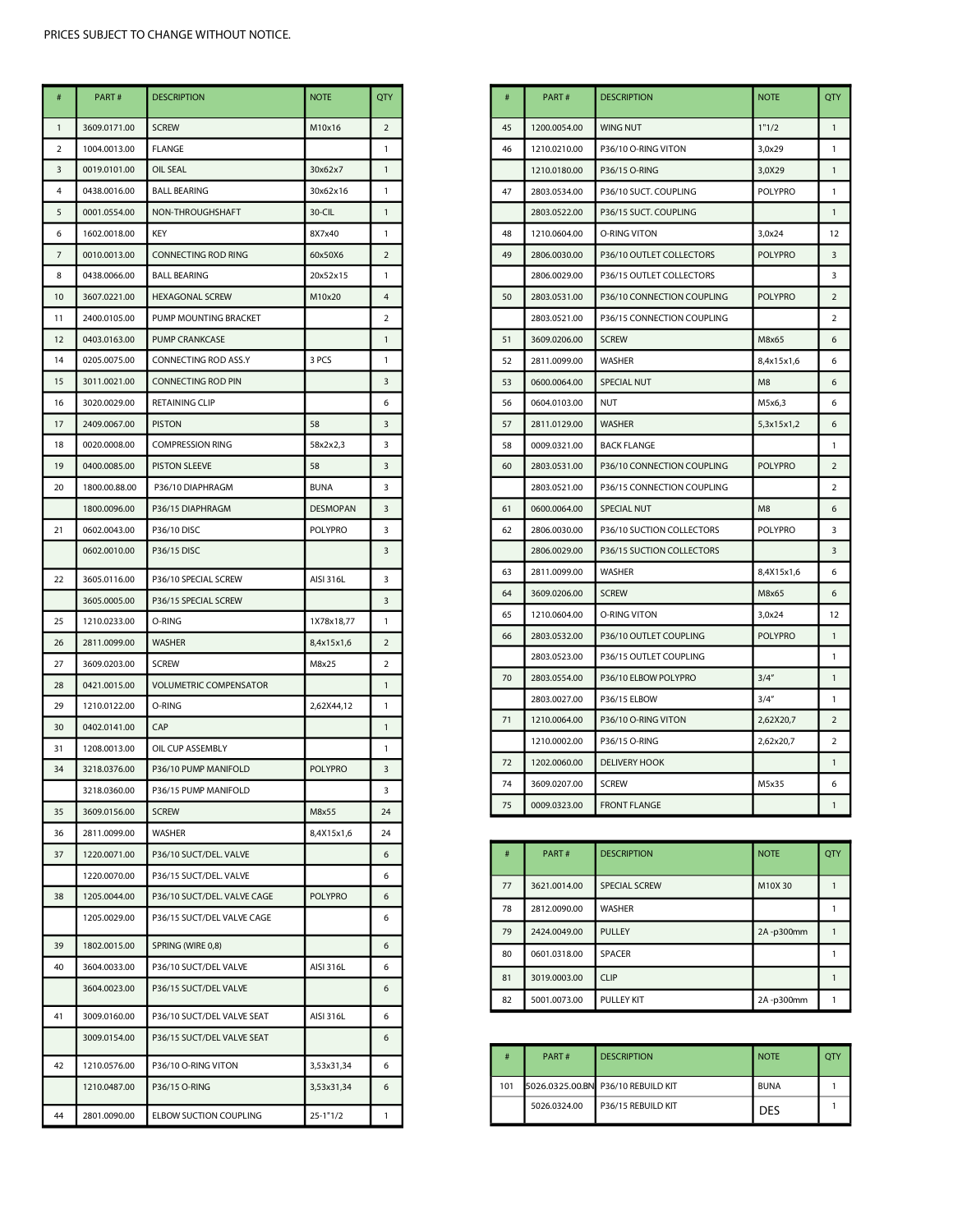PRICES SUBJECT TO CHANGE WITHOUT NOTICE.

| # | PART # | DESCRIPTION | NOTE | QTY |
|---|---|---|---|---|
| 1 | 3609.0171.00 | SCREW | M10x16 | 2 |
| 2 | 1004.0013.00 | FLANGE | | 1 |
| 3 | 0019.0101.00 | OIL SEAL | 30x62x7 | 1 |
| 4 | 0438.0016.00 | BALL BEARING | 30x62x16 | 1 |
| 5 | 0001.0554.00 | NON-THROUGHSHAFT | 30-CIL | 1 |
| 6 | 1602.0018.00 | KEY | 8X7x40 | 1 |
| 7 | 0010.0013.00 | CONNECTING ROD RING | 60x50X6 | 2 |
| 8 | 0438.0066.00 | BALL BEARING | 20x52x15 | 1 |
| 10 | 3607.0221.00 | HEXAGONAL SCREW | M10x20 | 4 |
| 11 | 2400.0105.00 | PUMP MOUNTING BRACKET | | 2 |
| 12 | 0403.0163.00 | PUMP CRANKCASE | | 1 |
| 14 | 0205.0075.00 | CONNECTING ROD ASS.Y | 3 PCS | 1 |
| 15 | 3011.0021.00 | CONNECTING ROD PIN | | 3 |
| 16 | 3020.0029.00 | RETAINING CLIP | | 6 |
| 17 | 2409.0067.00 | PISTON | 58 | 3 |
| 18 | 0020.0008.00 | COMPRESSION RING | 58x2x2,3 | 3 |
| 19 | 0400.0085.00 | PISTON SLEEVE | 58 | 3 |
| 20 | 1800.00.88.00 | P36/10 DIAPHRAGM | BUNA | 3 |
| | 1800.0096.00 | P36/15 DIAPHRAGM | DESMOPAN | 3 |
| 21 | 0602.0043.00 | P36/10 DISC | POLYPRO | 3 |
| | 0602.0010.00 | P36/15 DISC | | 3 |
| 22 | 3605.0116.00 | P36/10 SPECIAL SCREW | AISI 316L | 3 |
| | 3605.0005.00 | P36/15 SPECIAL SCREW | | 3 |
| 25 | 1210.0233.00 | O-RING | 1X78x18,77 | 1 |
| 26 | 2811.0099.00 | WASHER | 8,4x15x1,6 | 2 |
| 27 | 3609.0203.00 | SCREW | M8x25 | 2 |
| 28 | 0421.0015.00 | VOLUMETRIC COMPENSATOR | | 1 |
| 29 | 1210.0122.00 | O-RING | 2,62X44,12 | 1 |
| 30 | 0402.0141.00 | CAP | | 1 |
| 31 | 1208.0013.00 | OIL CUP ASSEMBLY | | 1 |
| 34 | 3218.0376.00 | P36/10 PUMP MANIFOLD | POLYPRO | 3 |
| | 3218.0360.00 | P36/15 PUMP MANIFOLD | | 3 |
| 35 | 3609.0156.00 | SCREW | M8x55 | 24 |
| 36 | 2811.0099.00 | WASHER | 8,4X15x1,6 | 24 |
| 37 | 1220.0071.00 | P36/10 SUCT./DEL. VALVE | | 6 |
| | 1220.0070.00 | P36/15 SUCT./DEL. VALVE | | 6 |
| 38 | 1205.0044.00 | P36/10 SUCT./DEL. VALVE CAGE | POLYPRO | 6 |
| | 1205.0029.00 | P36/15 SUCT/DEL VALVE CAGE | | 6 |
| 39 | 1802.0015.00 | SPRING (WIRE 0,8) | | 6 |
| 40 | 3604.0033.00 | P36/10 SUCT/DEL VALVE | AISI 316L | 6 |
| | 3604.0023.00 | P36/15 SUCT/DEL VALVE | | 6 |
| 41 | 3009.0160.00 | P36/10 SUCT/DEL VALVE SEAT | AISI 316L | 6 |
| | 3009.0154.00 | P36/15 SUCT/DEL VALVE SEAT | | 6 |
| 42 | 1210.0576.00 | P36/10 O-RING VITON | 3,53x31,34 | 6 |
| | 1210.0487.00 | P36/15 O-RING | 3,53x31,34 | 6 |
| 44 | 2801.0090.00 | ELBOW SUCTION COUPLING | 25-1"1/2 | 1 |

| # | PART # | DESCRIPTION | NOTE | QTY |
|---|---|---|---|---|
| 45 | 1200.0054.00 | WING NUT | 1"1/2 | 1 |
| 46 | 1210.0210.00 | P36/10 O-RING VITON | 3,0x29 | 1 |
| | 1210.0180.00 | P36/15 O-RING | 3,0X29 | 1 |
| 47 | 2803.0534.00 | P36/10 SUCT. COUPLING | POLYPRO | 1 |
| | 2803.0522.00 | P36/15 SUCT. COUPLING | | 1 |
| 48 | 1210.0604.00 | O-RING VITON | 3,0x24 | 12 |
| 49 | 2806.0030.00 | P36/10 OUTLET COLLECTORS | POLYPRO | 3 |
| | 2806.0029.00 | P36/15 OUTLET COLLECTORS | | 3 |
| 50 | 2803.0531.00 | P36/10 CONNECTION COUPLING | POLYPRO | 2 |
| | 2803.0521.00 | P36/15 CONNECTION COUPLING | | 2 |
| 51 | 3609.0206.00 | SCREW | M8x65 | 6 |
| 52 | 2811.0099.00 | WASHER | 8,4x15x1,6 | 6 |
| 53 | 0600.0064.00 | SPECIAL NUT | M8 | 6 |
| 56 | 0604.0103.00 | NUT | M5x6,3 | 6 |
| 57 | 2811.0129.00 | WASHER | 5,3x15x1,2 | 6 |
| 58 | 0009.0321.00 | BACK FLANGE | | 1 |
| 60 | 2803.0531.00 | P36/10 CONNECTION COUPLING | POLYPRO | 2 |
| | 2803.0521.00 | P36/15 CONNECTION COUPLING | | 2 |
| 61 | 0600.0064.00 | SPECIAL NUT | M8 | 6 |
| 62 | 2806.0030.00 | P36/10 SUCTION COLLECTORS | POLYPRO | 3 |
| | 2806.0029.00 | P36/15 SUCTION COLLECTORS | | 3 |
| 63 | 2811.0099.00 | WASHER | 8,4X15x1,6 | 6 |
| 64 | 3609.0206.00 | SCREW | M8x65 | 6 |
| 65 | 1210.0604.00 | O-RING VITON | 3,0x24 | 12 |
| 66 | 2803.0532.00 | P36/10 OUTLET COUPLING | POLYPRO | 1 |
| | 2803.0523.00 | P36/15 OUTLET COUPLING | | 1 |
| 70 | 2803.0554.00 | P36/10 ELBOW POLYPRO | 3/4" | 1 |
| | 2803.0027.00 | P36/15 ELBOW | 3/4" | 1 |
| 71 | 1210.0064.00 | P36/10 O-RING VITON | 2,62X20,7 | 2 |
| | 1210.0002.00 | P36/15 O-RING | 2,62x20,7 | 2 |
| 72 | 1202.0060.00 | DELIVERY HOOK | | 1 |
| 74 | 3609.0207.00 | SCREW | M5x35 | 6 |
| 75 | 0009.0323.00 | FRONT FLANGE | | 1 |

| # | PART # | DESCRIPTION | NOTE | QTY |
|---|---|---|---|---|
| 77 | 3621.0014.00 | SPECIAL SCREW | M10X 30 | 1 |
| 78 | 2812.0090.00 | WASHER | | 1 |
| 79 | 2424.0049.00 | PULLEY | 2A -p300mm | 1 |
| 80 | 0601.0318.00 | SPACER | | 1 |
| 81 | 3019.0003.00 | CLIP | | 1 |
| 82 | 5001.0073.00 | PULLEY KIT | 2A -p300mm | 1 |

| # | PART # | DESCRIPTION | NOTE | QTY |
|---|---|---|---|---|
| 101 | 5026.0325.00.BN | P36/10 REBUILD KIT | BUNA | 1 |
| | 5026.0324.00 | P36/15 REBUILD KIT | DES | 1 |